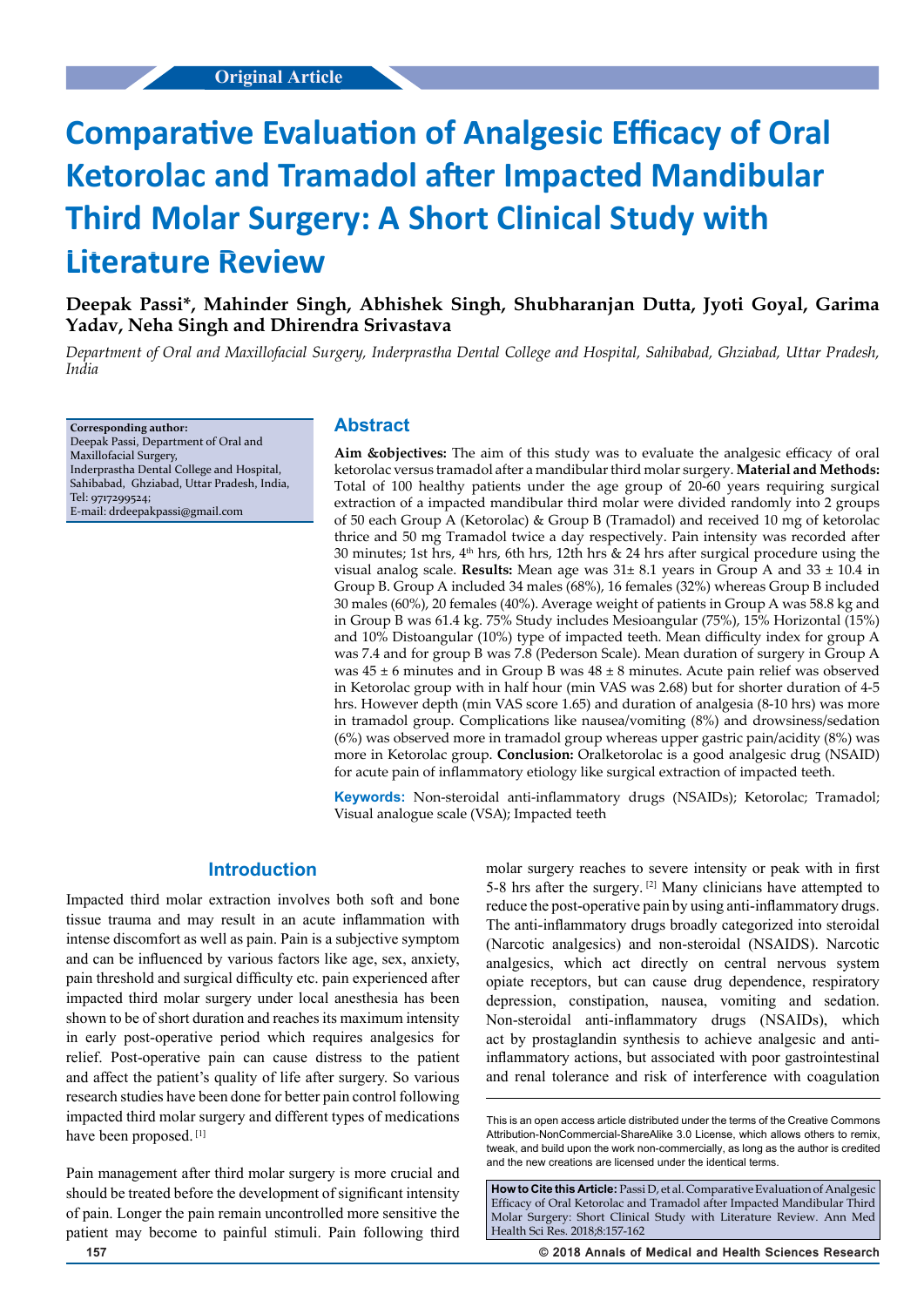Original Article

# Comparative Evaluation of Analgesic Efficacy of Oral Ketorolac and Tramadol after Impacted Mandibular Third Molar Surgery: A Short Clinical Study with Literature Review

**Deepak Passi\*, Mahinder Singh, Abhishek Singh, Shubharanjan Dutta, Jyoti Goyal, Garima Yadav, Neha Singh and Dhirendra Srivastava**

*Department of Oral and Maxillofacial Surgery, Inderprastha Dental College and Hospital, Sahibabad, Ghziabad, Uttar Pradesh, India*

**Corresponding author:**
Deepak Passi, Department of Oral and Maxillofacial Surgery,
Inderprastha Dental College and Hospital,
Sahibabad, Ghziabad, Uttar Pradesh, India,
Tel: 9717299524;
E-mail: drdeepakpassi@gmail.com

## Abstract

**Aim &objectives:** The aim of this study was to evaluate the analgesic efficacy of oral ketorolac versus tramadol after a mandibular third molar surgery. **Material and Methods:** Total of 100 healthy patients under the age group of 20-60 years requiring surgical extraction of a impacted mandibular third molar were divided randomly into 2 groups of 50 each Group A (Ketorolac) & Group B (Tramadol) and received 10 mg of ketorolac thrice and 50 mg Tramadol twice a day respectively. Pain intensity was recorded after 30 minutes; 1st hrs, 4th hrs, 6th hrs, 12th hrs & 24 hrs after surgical procedure using the visual analog scale. **Results:** Mean age was 31± 8.1 years in Group A and 33 ± 10.4 in Group B. Group A included 34 males (68%), 16 females (32%) whereas Group B included 30 males (60%), 20 females (40%). Average weight of patients in Group A was 58.8 kg and in Group B was 61.4 kg. 75% Study includes Mesioangular (75%), 15% Horizontal (15%) and 10% Distoangular (10%) type of impacted teeth. Mean difficulty index for group A was 7.4 and for group B was 7.8 (Pederson Scale). Mean duration of surgery in Group A was 45 ± 6 minutes and in Group B was 48 ± 8 minutes. Acute pain relief was observed in Ketorolac group with in half hour (min VAS was 2.68) but for shorter duration of 4-5 hrs. However depth (min VAS score 1.65) and duration of analgesia (8-10 hrs) was more in tramadol group. Complications like nausea/vomiting (8%) and drowsiness/sedation (6%) was observed more in tramadol group whereas upper gastric pain/acidity (8%) was more in Ketorolac group. **Conclusion:** Oralketorolac is a good analgesic drug (NSAID) for acute pain of inflammatory etiology like surgical extraction of impacted teeth.

**Keywords:** Non-steroidal anti-inflammatory drugs (NSAIDs); Ketorolac; Tramadol; Visual analogue scale (VSA); Impacted teeth

## Introduction

Impacted third molar extraction involves both soft and bone tissue trauma and may result in an acute inflammation with intense discomfort as well as pain. Pain is a subjective symptom and can be influenced by various factors like age, sex, anxiety, pain threshold and surgical difficulty etc. pain experienced after impacted third molar surgery under local anesthesia has been shown to be of short duration and reaches its maximum intensity in early post-operative period which requires analgesics for relief. Post-operative pain can cause distress to the patient and affect the patient's quality of life after surgery. So various research studies have been done for better pain control following impacted third molar surgery and different types of medications have been proposed. [1]

Pain management after third molar surgery is more crucial and should be treated before the development of significant intensity of pain. Longer the pain remain uncontrolled more sensitive the patient may become to painful stimuli. Pain following third molar surgery reaches to severe intensity or peak with in first 5-8 hrs after the surgery. [2] Many clinicians have attempted to reduce the post-operative pain by using anti-inflammatory drugs. The anti-inflammatory drugs broadly categorized into steroidal (Narcotic analgesics) and non-steroidal (NSAIDS). Narcotic analgesics, which act directly on central nervous system opiate receptors, but can cause drug dependence, respiratory depression, constipation, nausea, vomiting and sedation. Non-steroidal anti-inflammatory drugs (NSAIDs), which act by prostaglandin synthesis to achieve analgesic and anti-inflammatory actions, but associated with poor gastrointestinal and renal tolerance and risk of interference with coagulation

This is an open access article distributed under the terms of the Creative Commons Attribution-NonCommercial-ShareAlike 3.0 License, which allows others to remix, tweak, and build upon the work non-commercially, as long as the author is credited and the new creations are licensed under the identical terms.

**How to Cite this Article:** Passi D, et al. Comparative Evaluation of Analgesic Efficacy of Oral Ketorolac and Tramadol after Impacted Mandibular Third Molar Surgery: Short Clinical Study with Literature Review. Ann Med Health Sci Res. 2018;8:157-162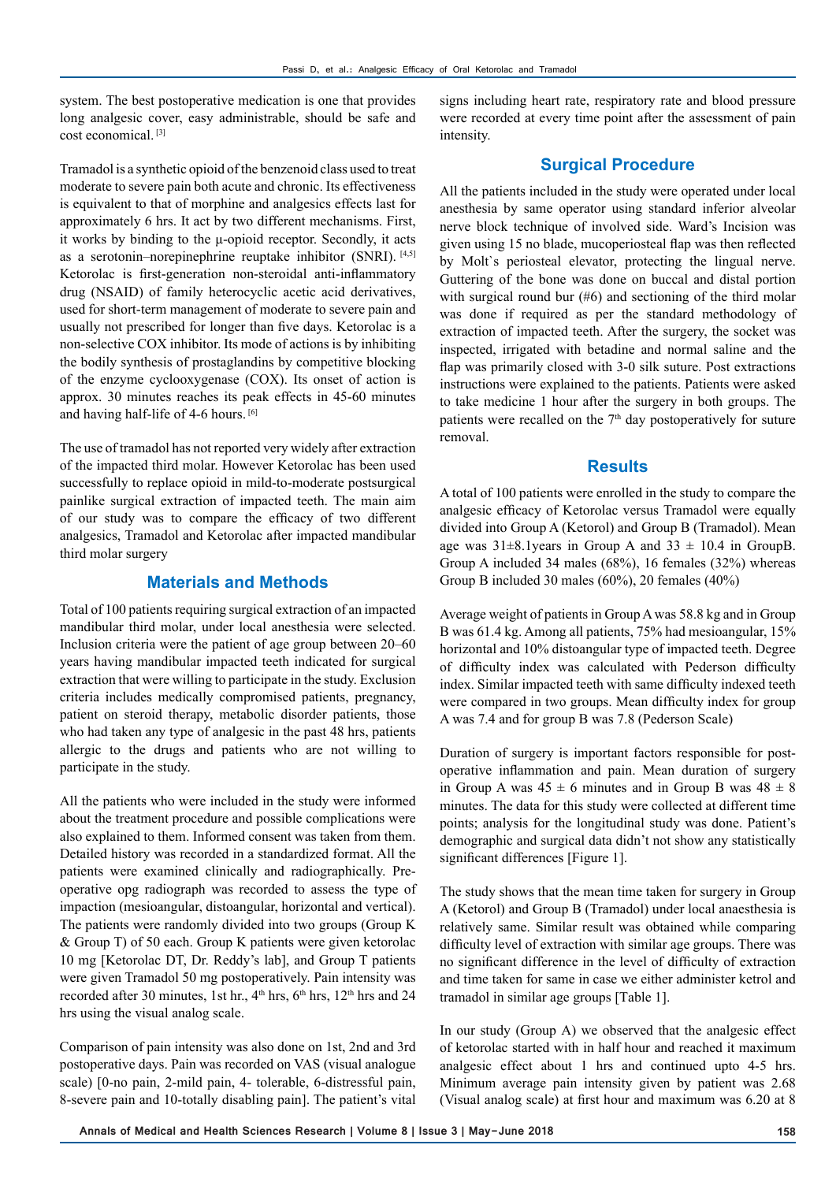system. The best postoperative medication is one that provides long analgesic cover, easy administrable, should be safe and cost economical.[3]

Tramadol is a synthetic opioid of the benzenoid class used to treat moderate to severe pain both acute and chronic. Its effectiveness is equivalent to that of morphine and analgesics effects last for approximately 6 hrs. It act by two different mechanisms. First, it works by binding to the μ-opioid receptor. Secondly, it acts as a serotonin–norepinephrine reuptake inhibitor (SNRI).[4,5] Ketorolac is first-generation non-steroidal anti-inflammatory drug (NSAID) of family heterocyclic acetic acid derivatives, used for short-term management of moderate to severe pain and usually not prescribed for longer than five days. Ketorolac is a non-selective COX inhibitor. Its mode of actions is by inhibiting the bodily synthesis of prostaglandins by competitive blocking of the enzyme cyclooxygenase (COX). Its onset of action is approx. 30 minutes reaches its peak effects in 45-60 minutes and having half-life of 4-6 hours.[6]

The use of tramadol has not reported very widely after extraction of the impacted third molar. However Ketorolac has been used successfully to replace opioid in mild-to-moderate postsurgical painlike surgical extraction of impacted teeth. The main aim of our study was to compare the efficacy of two different analgesics, Tramadol and Ketorolac after impacted mandibular third molar surgery

## Materials and Methods

Total of 100 patients requiring surgical extraction of an impacted mandibular third molar, under local anesthesia were selected. Inclusion criteria were the patient of age group between 20–60 years having mandibular impacted teeth indicated for surgical extraction that were willing to participate in the study. Exclusion criteria includes medically compromised patients, pregnancy, patient on steroid therapy, metabolic disorder patients, those who had taken any type of analgesic in the past 48 hrs, patients allergic to the drugs and patients who are not willing to participate in the study.

All the patients who were included in the study were informed about the treatment procedure and possible complications were also explained to them. Informed consent was taken from them. Detailed history was recorded in a standardized format. All the patients were examined clinically and radiographically. Pre-operative opg radiograph was recorded to assess the type of impaction (mesioangular, distoangular, horizontal and vertical). The patients were randomly divided into two groups (Group K & Group T) of 50 each. Group K patients were given ketorolac 10 mg [Ketorolac DT, Dr. Reddy's lab], and Group T patients were given Tramadol 50 mg postoperatively. Pain intensity was recorded after 30 minutes, 1st hr., 4th hrs, 6th hrs, 12th hrs and 24 hrs using the visual analog scale.

Comparison of pain intensity was also done on 1st, 2nd and 3rd postoperative days. Pain was recorded on VAS (visual analogue scale) [0-no pain, 2-mild pain, 4- tolerable, 6-distressful pain, 8-severe pain and 10-totally disabling pain]. The patient's vital signs including heart rate, respiratory rate and blood pressure were recorded at every time point after the assessment of pain intensity.

## Surgical Procedure

All the patients included in the study were operated under local anesthesia by same operator using standard inferior alveolar nerve block technique of involved side. Ward's Incision was given using 15 no blade, mucoperiosteal flap was then reflected by Molt`s periosteal elevator, protecting the lingual nerve. Guttering of the bone was done on buccal and distal portion with surgical round bur (#6) and sectioning of the third molar was done if required as per the standard methodology of extraction of impacted teeth. After the surgery, the socket was inspected, irrigated with betadine and normal saline and the flap was primarily closed with 3-0 silk suture. Post extractions instructions were explained to the patients. Patients were asked to take medicine 1 hour after the surgery in both groups. The patients were recalled on the 7th day postoperatively for suture removal.

## Results

A total of 100 patients were enrolled in the study to compare the analgesic efficacy of Ketorolac versus Tramadol were equally divided into Group A (Ketorol) and Group B (Tramadol). Mean age was 31±8.1years in Group A and 33 ± 10.4 in GroupB. Group A included 34 males (68%), 16 females (32%) whereas Group B included 30 males (60%), 20 females (40%)

Average weight of patients in Group A was 58.8 kg and in Group B was 61.4 kg. Among all patients, 75% had mesioangular, 15% horizontal and 10% distoangular type of impacted teeth. Degree of difficulty index was calculated with Pederson difficulty index. Similar impacted teeth with same difficulty indexed teeth were compared in two groups. Mean difficulty index for group A was 7.4 and for group B was 7.8 (Pederson Scale)

Duration of surgery is important factors responsible for post-operative inflammation and pain. Mean duration of surgery in Group A was 45 ± 6 minutes and in Group B was 48 ± 8 minutes. The data for this study were collected at different time points; analysis for the longitudinal study was done. Patient's demographic and surgical data didn't not show any statistically significant differences [Figure 1].

The study shows that the mean time taken for surgery in Group A (Ketorol) and Group B (Tramadol) under local anaesthesia is relatively same. Similar result was obtained while comparing difficulty level of extraction with similar age groups. There was no significant difference in the level of difficulty of extraction and time taken for same in case we either administer ketrol and tramadol in similar age groups [Table 1].

In our study (Group A) we observed that the analgesic effect of ketorolac started with in half hour and reached it maximum analgesic effect about 1 hrs and continued upto 4-5 hrs. Minimum average pain intensity given by patient was 2.68 (Visual analog scale) at first hour and maximum was 6.20 at 8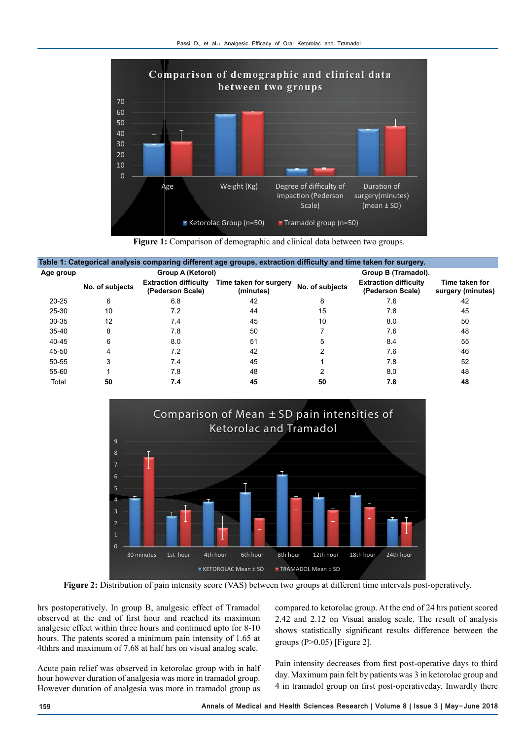Figure 1: Comparison of demographic and clinical data between two groups.

**Table 1: Categorical analysis comparing different age groups, extraction difficulty and time taken for surgery.**

| Age group | Group A (Ketorol) | | | Group B (Tramadol). | | |
|---|---|---|---|---|---|---|
| | No. of subjects | Extraction difficulty (Pederson Scale) | Time taken for surgery (minutes) | No. of subjects | Extraction difficulty (Pederson Scale) | Time taken for surgery (minutes) |
| 20-25 | 6 | 6.8 | 42 | 8 | 7.6 | 42 |
| 25-30 | 10 | 7.2 | 44 | 15 | 7.8 | 45 |
| 30-35 | 12 | 7.4 | 45 | 10 | 8.0 | 50 |
| 35-40 | 8 | 7.8 | 50 | 7 | 7.6 | 48 |
| 40-45 | 6 | 8.0 | 51 | 5 | 8.4 | 55 |
| 45-50 | 4 | 7.2 | 42 | 2 | 7.6 | 46 |
| 50-55 | 3 | 7.4 | 45 | 1 | 7.8 | 52 |
| 55-60 | 1 | 7.8 | 48 | 2 | 8.0 | 48 |
| Total | **50** | **7.4** | **45** | **50** | **7.8** | **48** |

Figure 2: Distribution of pain intensity score (VAS) between two groups at different time intervals post-operatively.

hrs postoperatively. In group B, analgesic effect of Tramadol observed at the end of first hour and reached its maximum analgesic effect within three hours and continued upto for 8-10 hours. The patents scored a minimum pain intensity of 1.65 at 4thhrs and maximum of 7.68 at half hrs on visual analog scale.

Acute pain relief was observed in ketorolac group with in half hour however duration of analgesia was more in tramadol group. However duration of analgesia was more in tramadol group as compared to ketorolac group. At the end of 24 hrs patient scored 2.42 and 2.12 on Visual analog scale. The result of analysis shows statistically significant results difference between the groups (P>0.05) [Figure 2].

Pain intensity decreases from first post-operative days to third day. Maximum pain felt by patients was 3 in ketorolac group and 4 in tramadol group on first post-operativeday. Inwardly there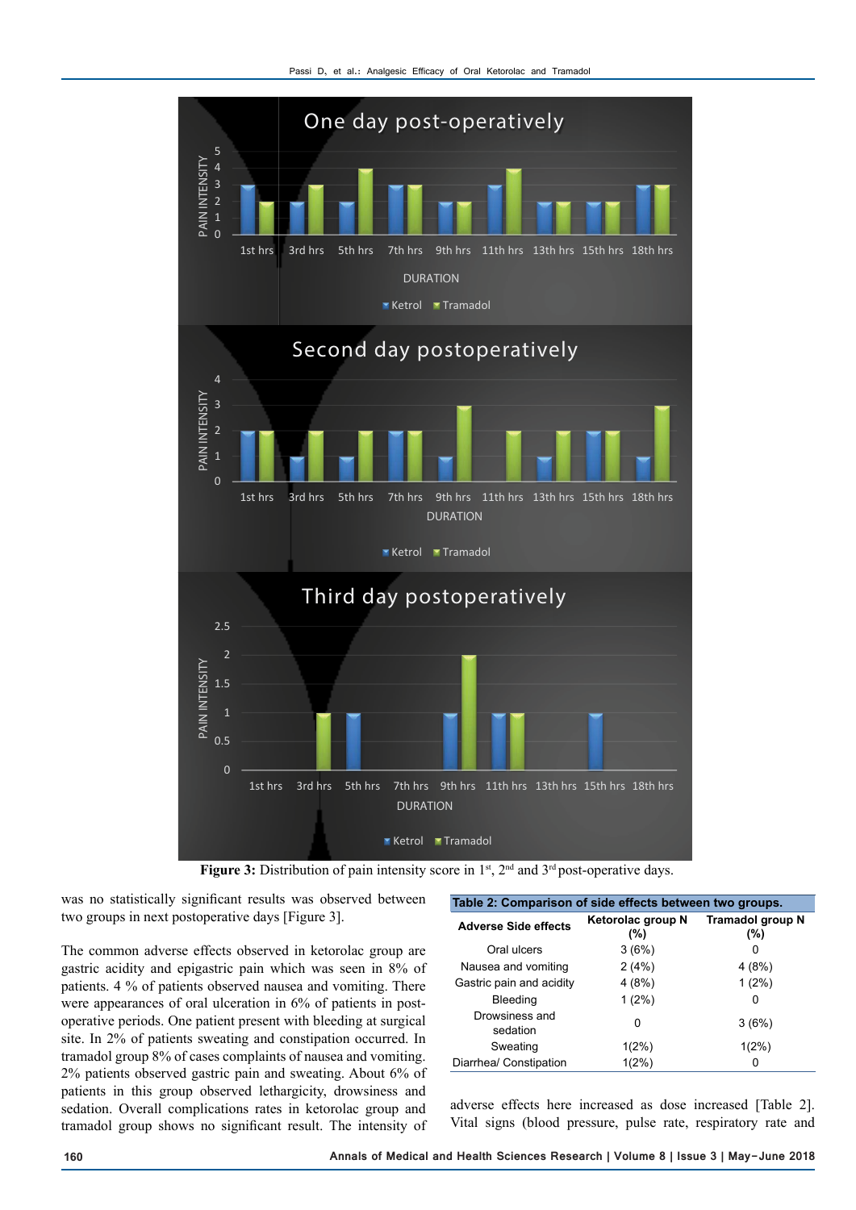Figure 3: Distribution of pain intensity score in 1st, 2nd and 3rd post-operative days.

was no statistically significant results was observed between two groups in next postoperative days [Figure 3].

The common adverse effects observed in ketorolac group are gastric acidity and epigastric pain which was seen in 8% of patients. 4 % of patients observed nausea and vomiting. There were appearances of oral ulceration in 6% of patients in post-operative periods. One patient present with bleeding at surgical site. In 2% of patients sweating and constipation occurred. In tramadol group 8% of cases complaints of nausea and vomiting. 2% patients observed gastric pain and sweating. About 6% of patients in this group observed lethargicity, drowsiness and sedation. Overall complications rates in ketorolac group and tramadol group shows no significant result. The intensity of adverse effects here increased as dose increased [Table 2]. Vital signs (blood pressure, pulse rate, respiratory rate and

**Table 2: Comparison of side effects between two groups.**

| Adverse Side effects | Ketorolac group N (%) | Tramadol group N (%) |
|---|---|---|
| Oral ulcers | 3 (6%) | 0 |
| Nausea and vomiting | 2 (4%) | 4 (8%) |
| Gastric pain and acidity | 4 (8%) | 1 (2%) |
| Bleeding | 1 (2%) | 0 |
| Drowsiness and sedation | 0 | 3 (6%) |
| Sweating | 1(2%) | 1(2%) |
| Diarrhea/ Constipation | 1(2%) | 0 |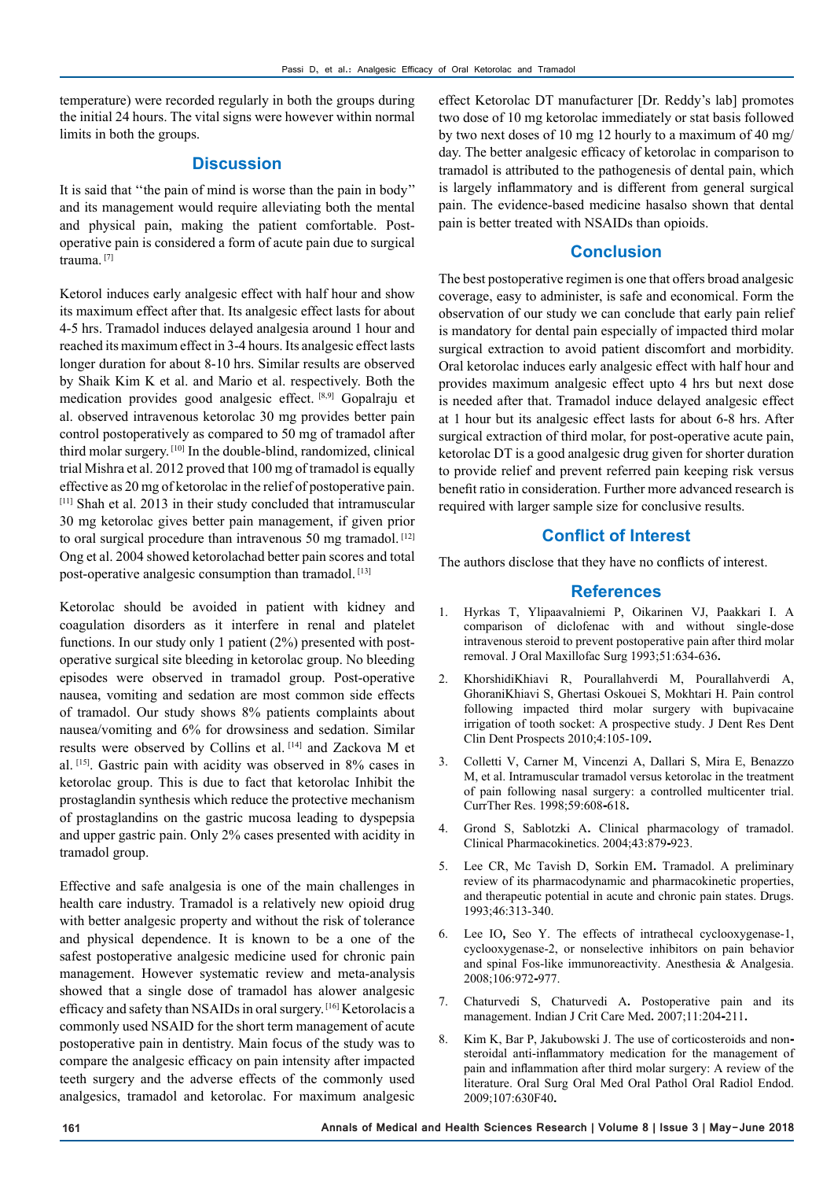temperature) were recorded regularly in both the groups during the initial 24 hours. The vital signs were however within normal limits in both the groups.

## Discussion

It is said that ''the pain of mind is worse than the pain in body'' and its management would require alleviating both the mental and physical pain, making the patient comfortable. Post-operative pain is considered a form of acute pain due to surgical trauma. [7]

Ketorol induces early analgesic effect with half hour and show its maximum effect after that. Its analgesic effect lasts for about 4-5 hrs. Tramadol induces delayed analgesia around 1 hour and reached its maximum effect in 3-4 hours. Its analgesic effect lasts longer duration for about 8-10 hrs. Similar results are observed by Shaik Kim K et al. and Mario et al. respectively. Both the medication provides good analgesic effect. [8,9] Gopalraju et al. observed intravenous ketorolac 30 mg provides better pain control postoperatively as compared to 50 mg of tramadol after third molar surgery. [10] In the double-blind, randomized, clinical trial Mishra et al. 2012 proved that 100 mg of tramadol is equally effective as 20 mg of ketorolac in the relief of postoperative pain. [11] Shah et al. 2013 in their study concluded that intramuscular 30 mg ketorolac gives better pain management, if given prior to oral surgical procedure than intravenous 50 mg tramadol. [12] Ong et al. 2004 showed ketorolachad better pain scores and total post-operative analgesic consumption than tramadol. [13]

Ketorolac should be avoided in patient with kidney and coagulation disorders as it interfere in renal and platelet functions. In our study only 1 patient (2%) presented with post-operative surgical site bleeding in ketorolac group. No bleeding episodes were observed in tramadol group. Post-operative nausea, vomiting and sedation are most common side effects of tramadol. Our study shows 8% patients complaints about nausea/vomiting and 6% for drowsiness and sedation. Similar results were observed by Collins et al. [14] and Zackova M et al. [15]. Gastric pain with acidity was observed in 8% cases in ketorolac group. This is due to fact that ketorolac Inhibit the prostaglandin synthesis which reduce the protective mechanism of prostaglandins on the gastric mucosa leading to dyspepsia and upper gastric pain. Only 2% cases presented with acidity in tramadol group.

Effective and safe analgesia is one of the main challenges in health care industry. Tramadol is a relatively new opioid drug with better analgesic property and without the risk of tolerance and physical dependence. It is known to be a one of the safest postoperative analgesic medicine used for chronic pain management. However systematic review and meta-analysis showed that a single dose of tramadol has alower analgesic efficacy and safety than NSAIDs in oral surgery. [16] Ketorolacis a commonly used NSAID for the short term management of acute postoperative pain in dentistry. Main focus of the study was to compare the analgesic efficacy on pain intensity after impacted teeth surgery and the adverse effects of the commonly used analgesics, tramadol and ketorolac. For maximum analgesic effect Ketorolac DT manufacturer [Dr. Reddy's lab] promotes two dose of 10 mg ketorolac immediately or stat basis followed by two next doses of 10 mg 12 hourly to a maximum of 40 mg/day. The better analgesic efficacy of ketorolac in comparison to tramadol is attributed to the pathogenesis of dental pain, which is largely inflammatory and is different from general surgical pain. The evidence-based medicine hasalso shown that dental pain is better treated with NSAIDs than opioids.

## Conclusion

The best postoperative regimen is one that offers broad analgesic coverage, easy to administer, is safe and economical. Form the observation of our study we can conclude that early pain relief is mandatory for dental pain especially of impacted third molar surgical extraction to avoid patient discomfort and morbidity. Oral ketorolac induces early analgesic effect with half hour and provides maximum analgesic effect upto 4 hrs but next dose is needed after that. Tramadol induce delayed analgesic effect at 1 hour but its analgesic effect lasts for about 6-8 hrs. After surgical extraction of third molar, for post-operative acute pain, ketorolac DT is a good analgesic drug given for shorter duration to provide relief and prevent referred pain keeping risk versus benefit ratio in consideration. Further more advanced research is required with larger sample size for conclusive results.

## Conflict of Interest

The authors disclose that they have no conflicts of interest.

## References

1. Hyrkas T, Ylipaavalniemi P, Oikarinen VJ, Paakkari I. A comparison of diclofenac with and without single-dose intravenous steroid to prevent postoperative pain after third molar removal. J Oral Maxillofac Surg 1993;51:634-636.
2. KhorshidiKhiavi R, Pourallahverdi M, Pourallahverdi A, GhoraniKhiavi S, Ghertasi Oskouei S, Mokhtari H. Pain control following impacted third molar surgery with bupivacaine irrigation of tooth socket: A prospective study. J Dent Res Dent Clin Dent Prospects 2010;4:105-109.
3. Colletti V, Carner M, Vincenzi A, Dallari S, Mira E, Benazzo M, et al. Intramuscular tramadol versus ketorolac in the treatment of pain following nasal surgery: a controlled multicenter trial. CurrTher Res. 1998;59:608-618.
4. Grond S, Sablotzki A. Clinical pharmacology of tramadol. Clinical Pharmacokinetics. 2004;43:879-923.
5. Lee CR, Mc Tavish D, Sorkin EM. Tramadol. A preliminary review of its pharmacodynamic and pharmacokinetic properties, and therapeutic potential in acute and chronic pain states. Drugs. 1993;46:313-340.
6. Lee IO, Seo Y. The effects of intrathecal cyclooxygenase-1, cyclooxygenase-2, or nonselective inhibitors on pain behavior and spinal Fos-like immunoreactivity. Anesthesia & Analgesia. 2008;106:972-977.
7. Chaturvedi S, Chaturvedi A. Postoperative pain and its management. Indian J Crit Care Med. 2007;11:204-211.
8. Kim K, Bar P, Jakubowski J. The use of corticosteroids and non-steroidal anti-inflammatory medication for the management of pain and inflammation after third molar surgery: A review of the literature. Oral Surg Oral Med Oral Pathol Oral Radiol Endod. 2009;107:630F40.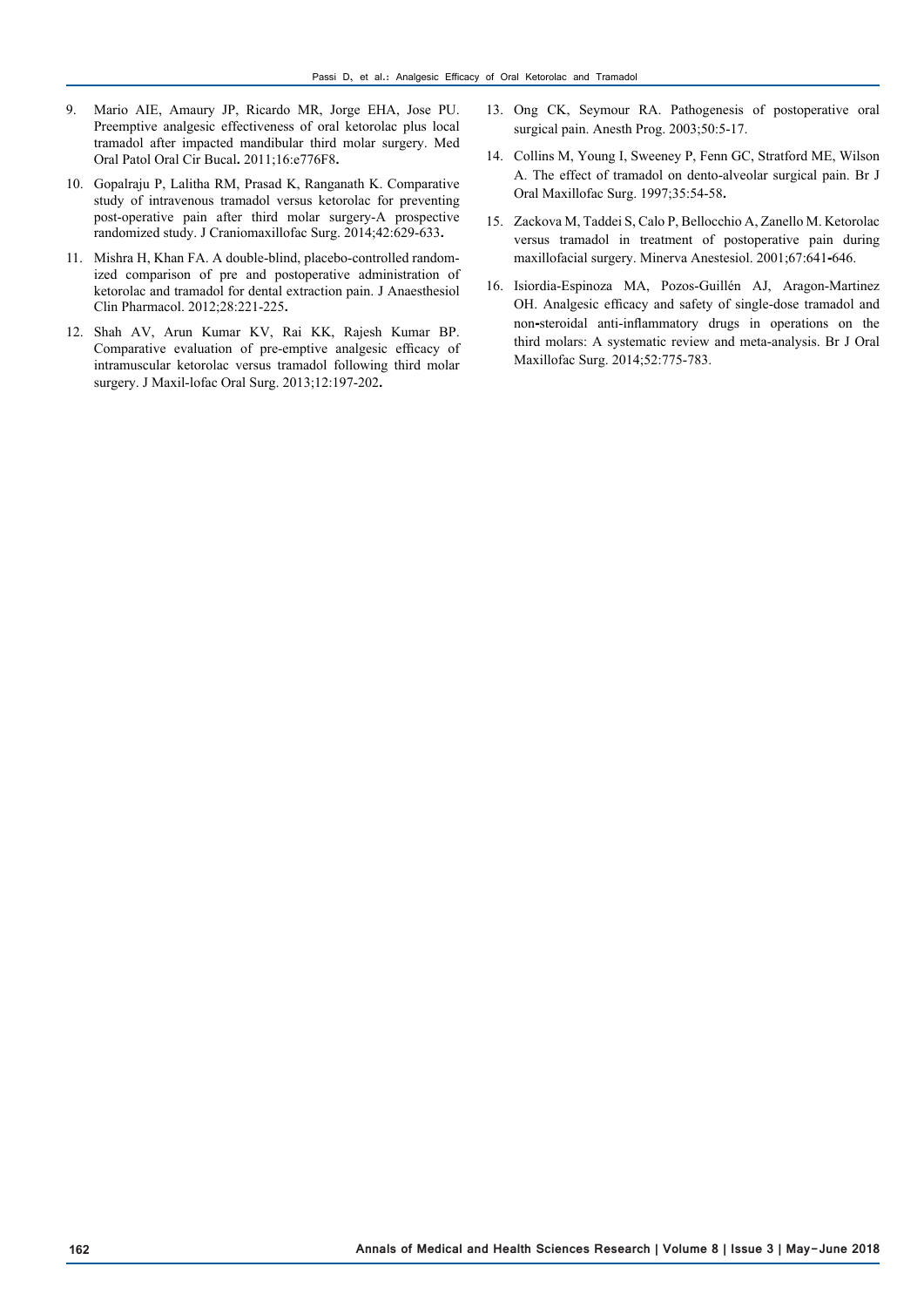9. Mario AIE, Amaury JP, Ricardo MR, Jorge EHA, Jose PU. Preemptive analgesic effectiveness of oral ketorolac plus local tramadol after impacted mandibular third molar surgery. Med Oral Patol Oral Cir Bucal. 2011;16:e776F8.
10. Gopalraju P, Lalitha RM, Prasad K, Ranganath K. Comparative study of intravenous tramadol versus ketorolac for preventing post-operative pain after third molar surgery-A prospective randomized study. J Craniomaxillofac Surg. 2014;42:629-633.
11. Mishra H, Khan FA. A double-blind, placebo-controlled randomized comparison of pre and postoperative administration of ketorolac and tramadol for dental extraction pain. J Anaesthesiol Clin Pharmacol. 2012;28:221-225.
12. Shah AV, Arun Kumar KV, Rai KK, Rajesh Kumar BP. Comparative evaluation of pre-emptive analgesic efficacy of intramuscular ketorolac versus tramadol following third molar surgery. J Maxil-lofac Oral Surg. 2013;12:197-202.
13. Ong CK, Seymour RA. Pathogenesis of postoperative oral surgical pain. Anesth Prog. 2003;50:5-17.
14. Collins M, Young I, Sweeney P, Fenn GC, Stratford ME, Wilson A. The effect of tramadol on dento-alveolar surgical pain. Br J Oral Maxillofac Surg. 1997;35:54-58.
15. Zackova M, Taddei S, Calo P, Bellocchio A, Zanello M. Ketorolac versus tramadol in treatment of postoperative pain during maxillofacial surgery. Minerva Anestesiol. 2001;67:641-646.
16. Isiordia-Espinoza MA, Pozos-Guillén AJ, Aragon-Martinez OH. Analgesic efficacy and safety of single-dose tramadol and non-steroidal anti-inflammatory drugs in operations on the third molars: A systematic review and meta-analysis. Br J Oral Maxillofac Surg. 2014;52:775-783.